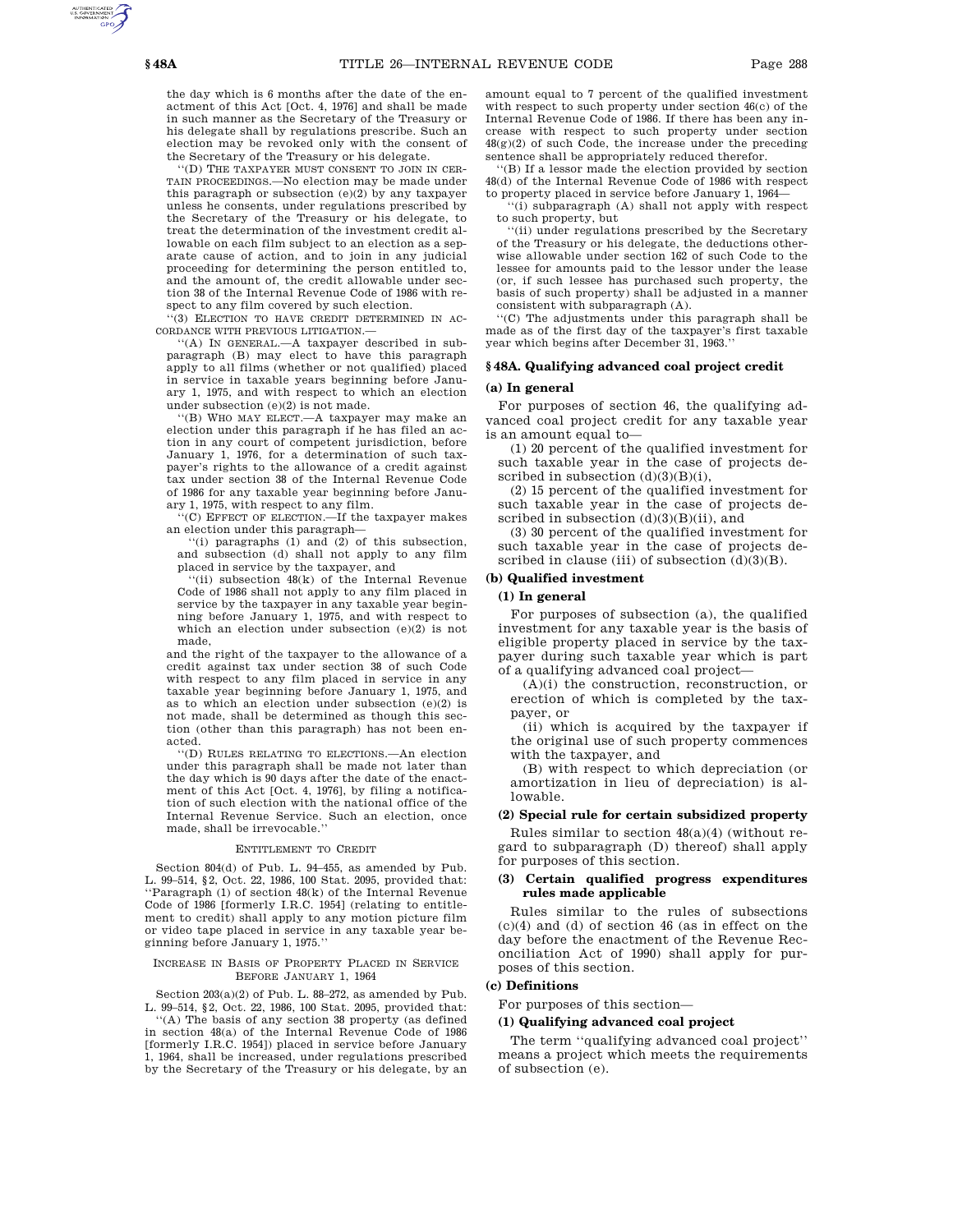the day which is 6 months after the date of the enactment of this Act [Oct. 4, 1976] and shall be made in such manner as the Secretary of the Treasury or his delegate shall by regulations prescribe. Such an election may be revoked only with the consent of the Secretary of the Treasury or his delegate.

''(D) THE TAXPAYER MUST CONSENT TO JOIN IN CERTAIN PROCEEDINGS.—No election may be made under this paragraph or subsection (e)(2) by any taxpayer unless he consents, under regulations prescribed by the Secretary of the Treasury or his delegate, to treat the determination of the investment credit allowable on each film subject to an election as a separate cause of action, and to join in any judicial proceeding for determining the person entitled to, and the amount of, the credit allowable under section 38 of the Internal Revenue Code of 1986 with respect to any film covered by such election.

''(3) ELECTION TO HAVE CREDIT DETERMINED IN ACCORDANCE WITH PREVIOUS LITIGATION.—

''(A) IN GENERAL.—A taxpayer described in subparagraph (B) may elect to have this paragraph apply to all films (whether or not qualified) placed in service in taxable years beginning before January 1, 1975, and with respect to which an election under subsection (e)(2) is not made.

''(B) WHO MAY ELECT.—A taxpayer may make an election under this paragraph if he has filed an action in any court of competent jurisdiction, before January 1, 1976, for a determination of such taxpayer's rights to the allowance of a credit against tax under section 38 of the Internal Revenue Code of 1986 for any taxable year beginning before January 1, 1975, with respect to any film.

''(C) EFFECT OF ELECTION.—If the taxpayer makes an election under this paragraph—

''(i) paragraphs (1) and (2) of this subsection, and subsection (d) shall not apply to any film placed in service by the taxpayer, and

''(ii) subsection 48(k) of the Internal Revenue Code of 1986 shall not apply to any film placed in service by the taxpayer in any taxable year beginning before January 1, 1975, and with respect to which an election under subsection (e)(2) is not made,

and the right of the taxpayer to the allowance of a credit against tax under section 38 of such Code with respect to any film placed in service in any taxable year beginning before January 1, 1975, and as to which an election under subsection (e)(2) is not made, shall be determined as though this section (other than this paragraph) has not been enacted.

''(D) RULES RELATING TO ELECTIONS.—An election under this paragraph shall be made not later than the day which is 90 days after the date of the enactment of this Act [Oct. 4, 1976], by filing a notification of such election with the national office of the Internal Revenue Service. Such an election, once made, shall be irrevocable.''

ENTITLEMENT TO CREDIT

Section 804(d) of Pub. L. 94–455, as amended by Pub. L. 99–514, §2, Oct. 22, 1986, 100 Stat. 2095, provided that: ''Paragraph (1) of section 48(k) of the Internal Revenue Code of 1986 [formerly I.R.C. 1954] (relating to entitlement to credit) shall apply to any motion picture film or video tape placed in service in any taxable year beginning before January 1, 1975.''

INCREASE IN BASIS OF PROPERTY PLACED IN SERVICE BEFORE JANUARY 1, 1964

Section 203(a)(2) of Pub. L. 88–272, as amended by Pub. L. 99–514, §2, Oct. 22, 1986, 100 Stat. 2095, provided that:

''(A) The basis of any section 38 property (as defined in section 48(a) of the Internal Revenue Code of 1986 [formerly I.R.C. 1954]) placed in service before January 1, 1964, shall be increased, under regulations prescribed by the Secretary of the Treasury or his delegate, by an amount equal to 7 percent of the qualified investment with respect to such property under section 46(c) of the Internal Revenue Code of 1986. If there has been any increase with respect to such property under section 48(g)(2) of such Code, the increase under the preceding sentence shall be appropriately reduced therefor.

''(B) If a lessor made the election provided by section 48(d) of the Internal Revenue Code of 1986 with respect to property placed in service before January 1, 1964—

''(i) subparagraph (A) shall not apply with respect to such property, but

''(ii) under regulations prescribed by the Secretary of the Treasury or his delegate, the deductions otherwise allowable under section 162 of such Code to the lessee for amounts paid to the lessor under the lease (or, if such lessee has purchased such property, the basis of such property) shall be adjusted in a manner consistent with subparagraph (A).

''(C) The adjustments under this paragraph shall be made as of the first day of the taxpayer's first taxable year which begins after December 31, 1963.''

## §48A. Qualifying advanced coal project credit

### (a) In general

For purposes of section 46, the qualifying advanced coal project credit for any taxable year is an amount equal to—

(1) 20 percent of the qualified investment for such taxable year in the case of projects described in subsection (d)(3)(B)(i),

(2) 15 percent of the qualified investment for such taxable year in the case of projects described in subsection (d)(3)(B)(ii), and

(3) 30 percent of the qualified investment for such taxable year in the case of projects described in clause (iii) of subsection (d)(3)(B).

### (b) Qualified investment

#### (1) In general

For purposes of subsection (a), the qualified investment for any taxable year is the basis of eligible property placed in service by the taxpayer during such taxable year which is part of a qualifying advanced coal project—

(A)(i) the construction, reconstruction, or erection of which is completed by the taxpayer, or

(ii) which is acquired by the taxpayer if the original use of such property commences with the taxpayer, and

(B) with respect to which depreciation (or amortization in lieu of depreciation) is allowable.

#### (2) Special rule for certain subsidized property

Rules similar to section 48(a)(4) (without regard to subparagraph (D) thereof) shall apply for purposes of this section.

#### (3) Certain qualified progress expenditures rules made applicable

Rules similar to the rules of subsections (c)(4) and (d) of section 46 (as in effect on the day before the enactment of the Revenue Reconciliation Act of 1990) shall apply for purposes of this section.

### (c) Definitions

For purposes of this section—

#### (1) Qualifying advanced coal project

The term ''qualifying advanced coal project'' means a project which meets the requirements of subsection (e).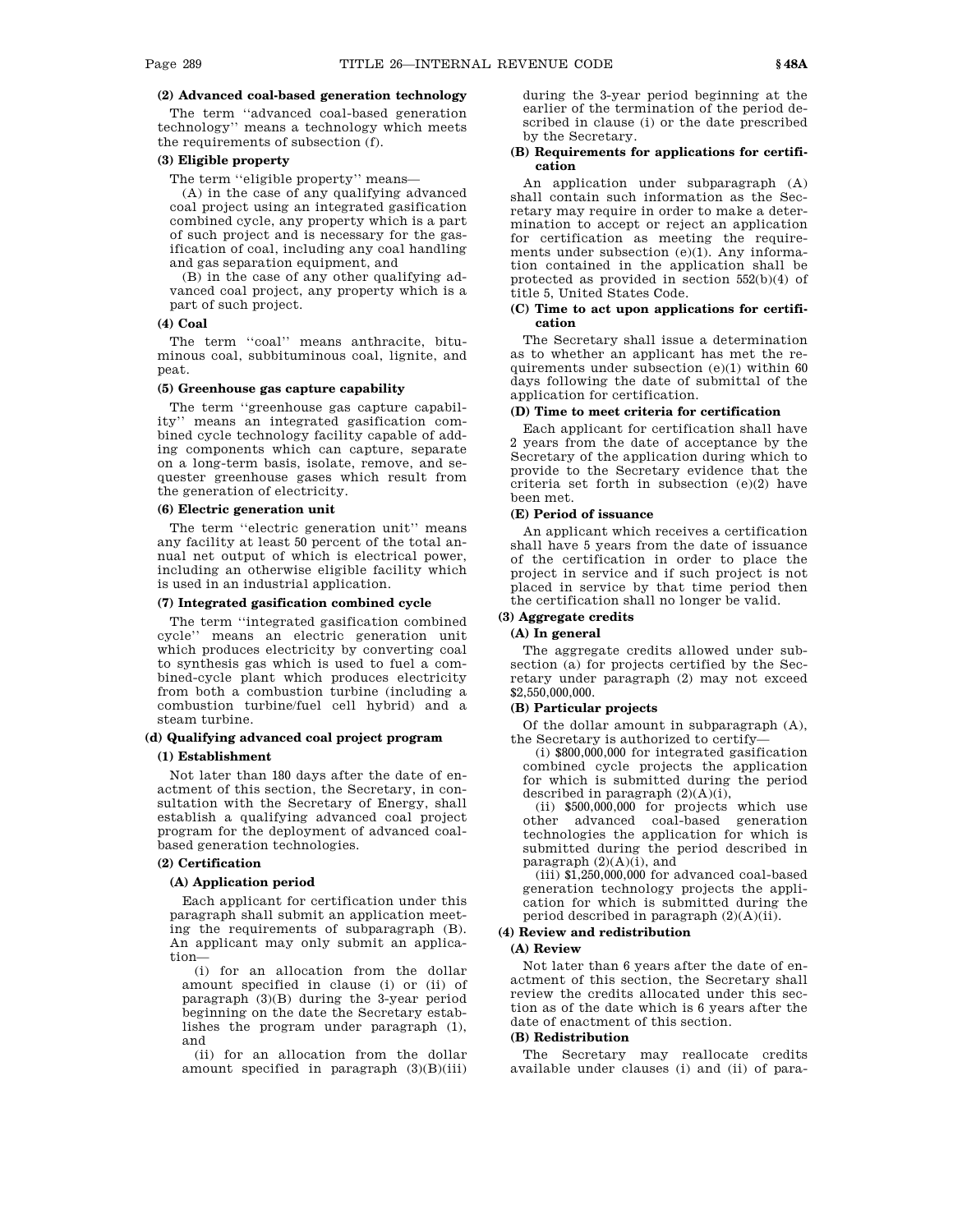**(2) Advanced coal-based generation technology**

The term "advanced coal-based generation technology" means a technology which meets the requirements of subsection (f).

**(3) Eligible property**

The term "eligible property" means—

(A) in the case of any qualifying advanced coal project using an integrated gasification combined cycle, any property which is a part of such project and is necessary for the gasification of coal, including any coal handling and gas separation equipment, and

(B) in the case of any other qualifying advanced coal project, any property which is a part of such project.

**(4) Coal**

The term "coal" means anthracite, bituminous coal, subbituminous coal, lignite, and peat.

**(5) Greenhouse gas capture capability**

The term "greenhouse gas capture capability" means an integrated gasification combined cycle technology facility capable of adding components which can capture, separate on a long-term basis, isolate, remove, and sequester greenhouse gases which result from the generation of electricity.

**(6) Electric generation unit**

The term "electric generation unit" means any facility at least 50 percent of the total annual net output of which is electrical power, including an otherwise eligible facility which is used in an industrial application.

**(7) Integrated gasification combined cycle**

The term "integrated gasification combined cycle" means an electric generation unit which produces electricity by converting coal to synthesis gas which is used to fuel a combined-cycle plant which produces electricity from both a combustion turbine (including a combustion turbine/fuel cell hybrid) and a steam turbine.

**(d) Qualifying advanced coal project program**

**(1) Establishment**

Not later than 180 days after the date of enactment of this section, the Secretary, in consultation with the Secretary of Energy, shall establish a qualifying advanced coal project program for the deployment of advanced coal-based generation technologies.

**(2) Certification**

**(A) Application period**

Each applicant for certification under this paragraph shall submit an application meeting the requirements of subparagraph (B). An applicant may only submit an application—

(i) for an allocation from the dollar amount specified in clause (i) or (ii) of paragraph (3)(B) during the 3-year period beginning on the date the Secretary establishes the program under paragraph (1), and

(ii) for an allocation from the dollar amount specified in paragraph (3)(B)(iii) during the 3-year period beginning at the earlier of the termination of the period described in clause (i) or the date prescribed by the Secretary.

**(B) Requirements for applications for certification**

An application under subparagraph (A) shall contain such information as the Secretary may require in order to make a determination to accept or reject an application for certification as meeting the requirements under subsection (e)(1). Any information contained in the application shall be protected as provided in section 552(b)(4) of title 5, United States Code.

**(C) Time to act upon applications for certification**

The Secretary shall issue a determination as to whether an applicant has met the requirements under subsection (e)(1) within 60 days following the date of submittal of the application for certification.

**(D) Time to meet criteria for certification**

Each applicant for certification shall have 2 years from the date of acceptance by the Secretary of the application during which to provide to the Secretary evidence that the criteria set forth in subsection (e)(2) have been met.

**(E) Period of issuance**

An applicant which receives a certification shall have 5 years from the date of issuance of the certification in order to place the project in service and if such project is not placed in service by that time period then the certification shall no longer be valid.

**(3) Aggregate credits**

**(A) In general**

The aggregate credits allowed under subsection (a) for projects certified by the Secretary under paragraph (2) may not exceed $2,550,000,000.

**(B) Particular projects**

Of the dollar amount in subparagraph (A), the Secretary is authorized to certify—

(i) $800,000,000 for integrated gasification combined cycle projects the application for which is submitted during the period described in paragraph (2)(A)(i),

(ii) $500,000,000 for projects which use other advanced coal-based generation technologies the application for which is submitted during the period described in paragraph (2)(A)(i), and

(iii) $1,250,000,000 for advanced coal-based generation technology projects the application for which is submitted during the period described in paragraph (2)(A)(ii).

**(4) Review and redistribution**

**(A) Review**

Not later than 6 years after the date of enactment of this section, the Secretary shall review the credits allocated under this section as of the date which is 6 years after the date of enactment of this section.

**(B) Redistribution**

The Secretary may reallocate credits available under clauses (i) and (ii) of para-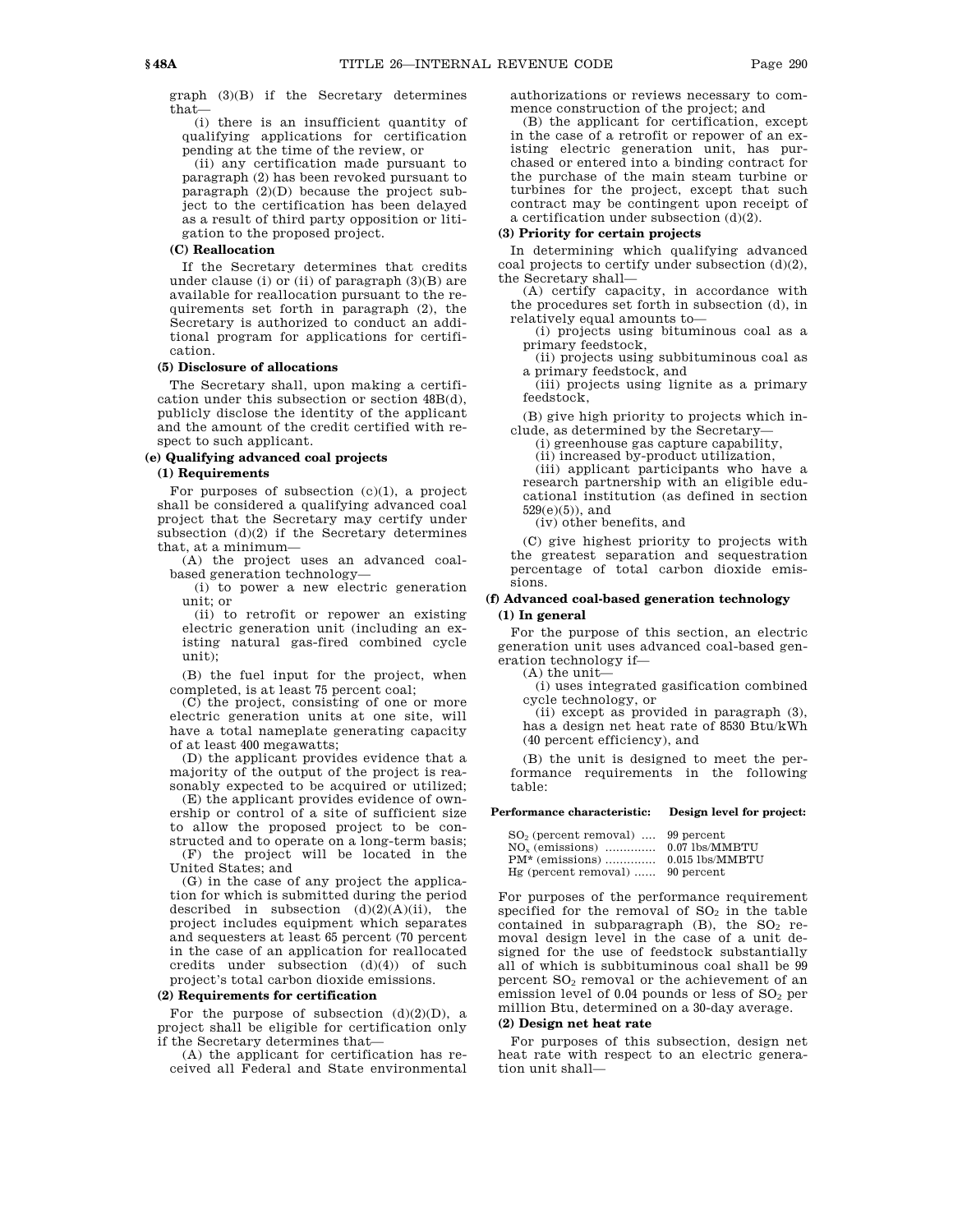graph (3)(B) if the Secretary determines that—

(i) there is an insufficient quantity of qualifying applications for certification pending at the time of the review, or

(ii) any certification made pursuant to paragraph (2) has been revoked pursuant to paragraph (2)(D) because the project subject to the certification has been delayed as a result of third party opposition or litigation to the proposed project.

**(C) Reallocation**

If the Secretary determines that credits under clause (i) or (ii) of paragraph (3)(B) are available for reallocation pursuant to the requirements set forth in paragraph (2), the Secretary is authorized to conduct an additional program for applications for certification.

**(5) Disclosure of allocations**

The Secretary shall, upon making a certification under this subsection or section 48B(d), publicly disclose the identity of the applicant and the amount of the credit certified with respect to such applicant.

**(e) Qualifying advanced coal projects**

**(1) Requirements**

For purposes of subsection (c)(1), a project shall be considered a qualifying advanced coal project that the Secretary may certify under subsection (d)(2) if the Secretary determines that, at a minimum—

(A) the project uses an advanced coal-based generation technology—

(i) to power a new electric generation unit; or

(ii) to retrofit or repower an existing electric generation unit (including an existing natural gas-fired combined cycle unit);

(B) the fuel input for the project, when completed, is at least 75 percent coal;

(C) the project, consisting of one or more electric generation units at one site, will have a total nameplate generating capacity of at least 400 megawatts;

(D) the applicant provides evidence that a majority of the output of the project is reasonably expected to be acquired or utilized;

(E) the applicant provides evidence of ownership or control of a site of sufficient size to allow the proposed project to be constructed and to operate on a long-term basis;

(F) the project will be located in the United States; and

(G) in the case of any project the application for which is submitted during the period described in subsection (d)(2)(A)(ii), the project includes equipment which separates and sequesters at least 65 percent (70 percent in the case of an application for reallocated credits under subsection (d)(4)) of such project's total carbon dioxide emissions.

**(2) Requirements for certification**

For the purpose of subsection (d)(2)(D), a project shall be eligible for certification only if the Secretary determines that—

(A) the applicant for certification has received all Federal and State environmental authorizations or reviews necessary to commence construction of the project; and

(B) the applicant for certification, except in the case of a retrofit or repower of an existing electric generation unit, has purchased or entered into a binding contract for the purchase of the main steam turbine or turbines for the project, except that such contract may be contingent upon receipt of a certification under subsection (d)(2).

**(3) Priority for certain projects**

In determining which qualifying advanced coal projects to certify under subsection (d)(2), the Secretary shall—

(A) certify capacity, in accordance with the procedures set forth in subsection (d), in relatively equal amounts to—

(i) projects using bituminous coal as a primary feedstock,

(ii) projects using subbituminous coal as a primary feedstock, and

(iii) projects using lignite as a primary feedstock,

(B) give high priority to projects which include, as determined by the Secretary—

(i) greenhouse gas capture capability,

(ii) increased by-product utilization,

(iii) applicant participants who have a research partnership with an eligible educational institution (as defined in section 529(e)(5)), and

(iv) other benefits, and

(C) give highest priority to projects with the greatest separation and sequestration percentage of total carbon dioxide emissions.

**(f) Advanced coal-based generation technology**

**(1) In general**

For the purpose of this section, an electric generation unit uses advanced coal-based generation technology if—

(A) the unit—

(i) uses integrated gasification combined cycle technology, or

(ii) except as provided in paragraph (3), has a design net heat rate of 8530 Btu/kWh (40 percent efficiency), and

(B) the unit is designed to meet the performance requirements in the following table:

| Performance characteristic: | Design level for project: |
|---|---|
| $SO_2$ (percent removal) | 99 percent |
| $NO_x$ (emissions) | 0.07 lbs/MMBTU |
| PM* (emissions) | 0.015 lbs/MMBTU |
| Hg (percent removal) | 90 percent |

For purposes of the performance requirement specified for the removal of $SO_2$ in the table contained in subparagraph (B), the $SO_2$ removal design level in the case of a unit designed for the use of feedstock substantially all of which is subbituminous coal shall be 99 percent $SO_2$ removal or the achievement of an emission level of 0.04 pounds or less of $SO_2$ per million Btu, determined on a 30-day average.

**(2) Design net heat rate**

For purposes of this subsection, design net heat rate with respect to an electric generation unit shall—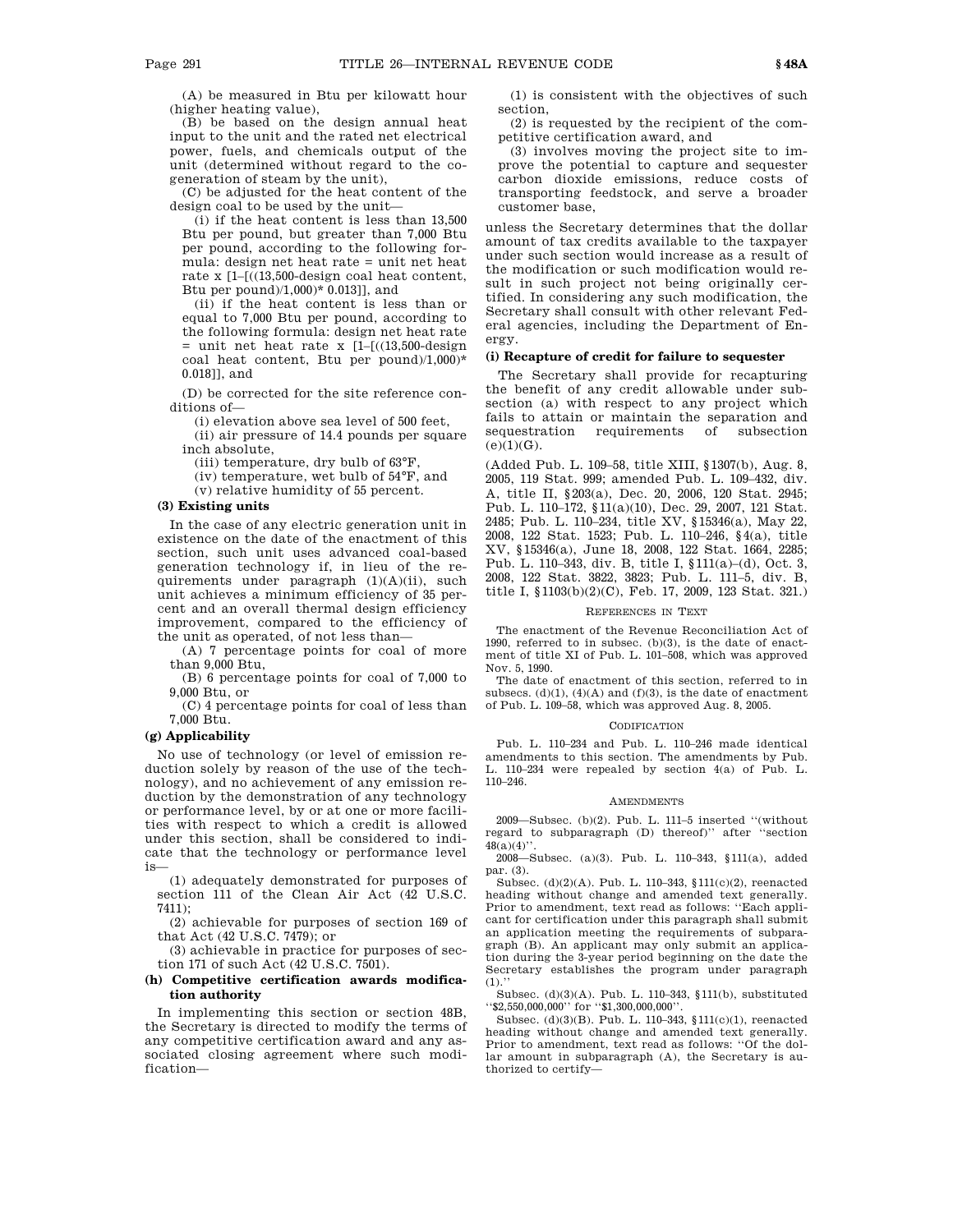(A) be measured in Btu per kilowatt hour (higher heating value),

(B) be based on the design annual heat input to the unit and the rated net electrical power, fuels, and chemicals output of the unit (determined without regard to the cogeneration of steam by the unit),

(C) be adjusted for the heat content of the design coal to be used by the unit—

(i) if the heat content is less than 13,500 Btu per pound, but greater than 7,000 Btu per pound, according to the following formula: design net heat rate = unit net heat rate x [1–[((13,500-design coal heat content, Btu per pound)/1,000)* 0.013]], and

(ii) if the heat content is less than or equal to 7,000 Btu per pound, according to the following formula: design net heat rate = unit net heat rate x [1–[((13,500-design coal heat content, Btu per pound)/1,000)* 0.018]], and

(D) be corrected for the site reference conditions of—

(i) elevation above sea level of 500 feet,

(ii) air pressure of 14.4 pounds per square inch absolute,

(iii) temperature, dry bulb of 63°F,

(iv) temperature, wet bulb of 54°F, and

(v) relative humidity of 55 percent.

**(3) Existing units**

In the case of any electric generation unit in existence on the date of the enactment of this section, such unit uses advanced coal-based generation technology if, in lieu of the requirements under paragraph (1)(A)(ii), such unit achieves a minimum efficiency of 35 percent and an overall thermal design efficiency improvement, compared to the efficiency of the unit as operated, of not less than—

(A) 7 percentage points for coal of more than 9,000 Btu,

(B) 6 percentage points for coal of 7,000 to 9,000 Btu, or

(C) 4 percentage points for coal of less than 7,000 Btu.

**(g) Applicability**

No use of technology (or level of emission reduction solely by reason of the use of the technology), and no achievement of any emission reduction by the demonstration of any technology or performance level, by or at one or more facilities with respect to which a credit is allowed under this section, shall be considered to indicate that the technology or performance level is—

(1) adequately demonstrated for purposes of section 111 of the Clean Air Act (42 U.S.C. 7411);

(2) achievable for purposes of section 169 of that Act (42 U.S.C. 7479); or

(3) achievable in practice for purposes of section 171 of such Act (42 U.S.C. 7501).

**(h) Competitive certification awards modification authority**

In implementing this section or section 48B, the Secretary is directed to modify the terms of any competitive certification award and any associated closing agreement where such modification—

(1) is consistent with the objectives of such section,

(2) is requested by the recipient of the competitive certification award, and

(3) involves moving the project site to improve the potential to capture and sequester carbon dioxide emissions, reduce costs of transporting feedstock, and serve a broader customer base,

unless the Secretary determines that the dollar amount of tax credits available to the taxpayer under such section would increase as a result of the modification or such modification would result in such project not being originally certified. In considering any such modification, the Secretary shall consult with other relevant Federal agencies, including the Department of Energy.

**(i) Recapture of credit for failure to sequester**

The Secretary shall provide for recapturing the benefit of any credit allowable under subsection (a) with respect to any project which fails to attain or maintain the separation and sequestration requirements of subsection (e)(1)(G).

(Added Pub. L. 109–58, title XIII, §1307(b), Aug. 8, 2005, 119 Stat. 999; amended Pub. L. 109–432, div. A, title II, §203(a), Dec. 20, 2006, 120 Stat. 2945; Pub. L. 110–172, §11(a)(10), Dec. 29, 2007, 121 Stat. 2485; Pub. L. 110–234, title XV, §15346(a), May 22, 2008, 122 Stat. 1523; Pub. L. 110–246, §4(a), title XV, §15346(a), June 18, 2008, 122 Stat. 1664, 2285; Pub. L. 110–343, div. B, title I, §111(a)–(d), Oct. 3, 2008, 122 Stat. 3822, 3823; Pub. L. 111–5, div. B, title I, §1103(b)(2)(C), Feb. 17, 2009, 123 Stat. 321.)

REFERENCES IN TEXT

The enactment of the Revenue Reconciliation Act of 1990, referred to in subsec. (b)(3), is the date of enactment of title XI of Pub. L. 101–508, which was approved Nov. 5, 1990.

The date of enactment of this section, referred to in subsecs. (d)(1), (4)(A) and (f)(3), is the date of enactment of Pub. L. 109–58, which was approved Aug. 8, 2005.

CODIFICATION

Pub. L. 110–234 and Pub. L. 110–246 made identical amendments to this section. The amendments by Pub. L. 110–234 were repealed by section 4(a) of Pub. L. 110–246.

AMENDMENTS

2009—Subsec. (b)(2). Pub. L. 111–5 inserted "(without regard to subparagraph (D) thereof)" after "section 48(a)(4)".

2008—Subsec. (a)(3). Pub. L. 110–343, §111(a), added par. (3).

Subsec. (d)(2)(A). Pub. L. 110–343, §111(c)(2), reenacted heading without change and amended text generally. Prior to amendment, text read as follows: "Each applicant for certification under this paragraph shall submit an application meeting the requirements of subparagraph (B). An applicant may only submit an application during the 3-year period beginning on the date the Secretary establishes the program under paragraph (1)."

Subsec. (d)(3)(A). Pub. L. 110–343, §111(b), substituted "$2,550,000,000" for "$1,300,000,000".

Subsec. (d)(3)(B). Pub. L. 110–343, §111(c)(1), reenacted heading without change and amended text generally. Prior to amendment, text read as follows: "Of the dollar amount in subparagraph (A), the Secretary is authorized to certify—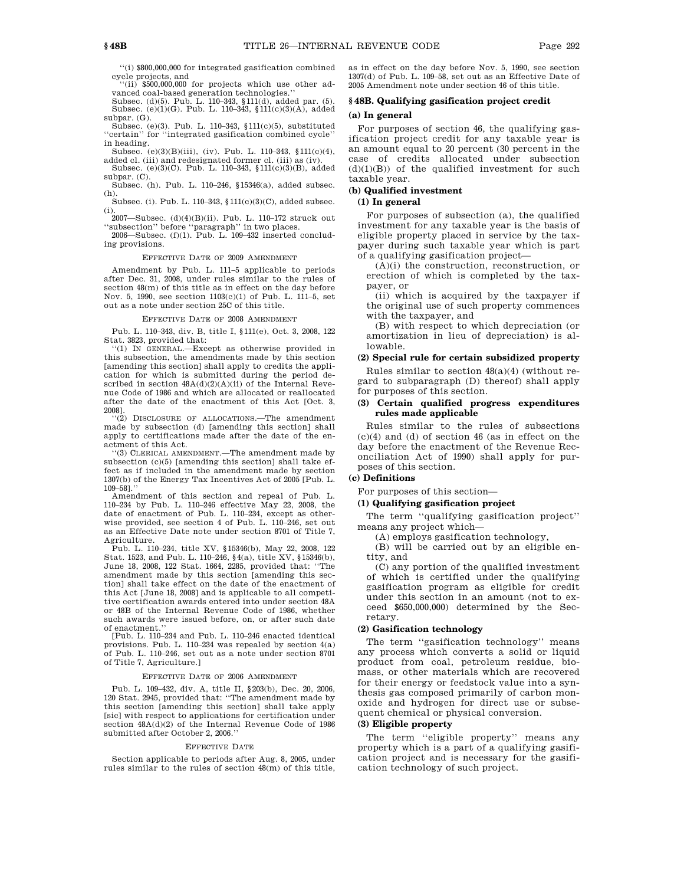"(i) $800,000,000 for integrated gasification combined cycle projects, and

"(ii) $500,000,000 for projects which use other advanced coal-based generation technologies."

Subsec. (d)(5). Pub. L. 110–343, §111(d), added par. (5).

Subsec. (e)(1)(G). Pub. L. 110–343, §111(c)(3)(A), added subpar. (G).

Subsec. (e)(3). Pub. L. 110–343, §111(c)(5), substituted "certain" for "integrated gasification combined cycle" in heading.

Subsec. (e)(3)(B)(iii), (iv). Pub. L. 110–343, §111(c)(4), added cl. (iii) and redesignated former cl. (iii) as (iv).

Subsec. (e)(3)(C). Pub. L. 110–343, §111(c)(3)(B), added subpar. (C).

Subsec. (h). Pub. L. 110–246, §15346(a), added subsec. (h).

Subsec. (i). Pub. L. 110–343, §111(c)(3)(C), added subsec. (i).

2007—Subsec. (d)(4)(B)(ii). Pub. L. 110–172 struck out "subsection" before "paragraph" in two places.

2006—Subsec. (f)(1). Pub. L. 109–432 inserted concluding provisions.

EFFECTIVE DATE OF 2009 AMENDMENT

Amendment by Pub. L. 111–5 applicable to periods after Dec. 31, 2008, under rules similar to the rules of section 48(m) of this title as in effect on the day before Nov. 5, 1990, see section 1103(c)(1) of Pub. L. 111–5, set out as a note under section 25C of this title.

EFFECTIVE DATE OF 2008 AMENDMENT

Pub. L. 110–343, div. B, title I, §111(e), Oct. 3, 2008, 122 Stat. 3823, provided that:

"(1) IN GENERAL.—Except as otherwise provided in this subsection, the amendments made by this section [amending this section] shall apply to credits the application for which is submitted during the period described in section 48A(d)(2)(A)(ii) of the Internal Revenue Code of 1986 and which are allocated or reallocated after the date of the enactment of this Act [Oct. 3, 2008].

"(2) DISCLOSURE OF ALLOCATIONS.—The amendment made by subsection (d) [amending this section] shall apply to certifications made after the date of the enactment of this Act.

"(3) CLERICAL AMENDMENT.—The amendment made by subsection (c)(5) [amending this section] shall take effect as if included in the amendment made by section 1307(b) of the Energy Tax Incentives Act of 2005 [Pub. L. 109–58]."

Amendment of this section and repeal of Pub. L. 110–234 by Pub. L. 110–246 effective May 22, 2008, the date of enactment of Pub. L. 110–234, except as otherwise provided, see section 4 of Pub. L. 110–246, set out as an Effective Date note under section 8701 of Title 7, Agriculture.

Pub. L. 110–234, title XV, §15346(b), May 22, 2008, 122 Stat. 1523, and Pub. L. 110–246, §4(a), title XV, §15346(b), June 18, 2008, 122 Stat. 1664, 2285, provided that: "The amendment made by this section [amending this section] shall take effect on the date of the enactment of this Act [June 18, 2008] and is applicable to all competitive certification awards entered into under section 48A or 48B of the Internal Revenue Code of 1986, whether such awards were issued before, on, or after such date of enactment."

[Pub. L. 110–234 and Pub. L. 110–246 enacted identical provisions. Pub. L. 110–234 was repealed by section 4(a) of Pub. L. 110–246, set out as a note under section 8701 of Title 7, Agriculture.]

EFFECTIVE DATE OF 2006 AMENDMENT

Pub. L. 109–432, div. A, title II, §203(b), Dec. 20, 2006, 120 Stat. 2945, provided that: "The amendment made by this section [amending this section] shall take apply [sic] with respect to applications for certification under section 48A(d)(2) of the Internal Revenue Code of 1986 submitted after October 2, 2006."

EFFECTIVE DATE

Section applicable to periods after Aug. 8, 2005, under rules similar to the rules of section 48(m) of this title, as in effect on the day before Nov. 5, 1990, see section 1307(d) of Pub. L. 109–58, set out as an Effective Date of 2005 Amendment note under section 46 of this title.

## §48B. Qualifying gasification project credit

### (a) In general

For purposes of section 46, the qualifying gasification project credit for any taxable year is an amount equal to 20 percent (30 percent in the case of credits allocated under subsection (d)(1)(B)) of the qualified investment for such taxable year.

### (b) Qualified investment

#### (1) In general

For purposes of subsection (a), the qualified investment for any taxable year is the basis of eligible property placed in service by the taxpayer during such taxable year which is part of a qualifying gasification project—

(A)(i) the construction, reconstruction, or erection of which is completed by the taxpayer, or

(ii) which is acquired by the taxpayer if the original use of such property commences with the taxpayer, and

(B) with respect to which depreciation (or amortization in lieu of depreciation) is allowable.

#### (2) Special rule for certain subsidized property

Rules similar to section 48(a)(4) (without regard to subparagraph (D) thereof) shall apply for purposes of this section.

#### (3) Certain qualified progress expenditures rules made applicable

Rules similar to the rules of subsections (c)(4) and (d) of section 46 (as in effect on the day before the enactment of the Revenue Reconciliation Act of 1990) shall apply for purposes of this section.

### (c) Definitions

For purposes of this section—

#### (1) Qualifying gasification project

The term "qualifying gasification project" means any project which—

(A) employs gasification technology,

(B) will be carried out by an eligible entity, and

(C) any portion of the qualified investment of which is certified under the qualifying gasification program as eligible for credit under this section in an amount (not to exceed $650,000,000) determined by the Secretary.

#### (2) Gasification technology

The term "gasification technology" means any process which converts a solid or liquid product from coal, petroleum residue, biomass, or other materials which are recovered for their energy or feedstock value into a synthesis gas composed primarily of carbon monoxide and hydrogen for direct use or subsequent chemical or physical conversion.

#### (3) Eligible property

The term "eligible property" means any property which is a part of a qualifying gasification project and is necessary for the gasification technology of such project.